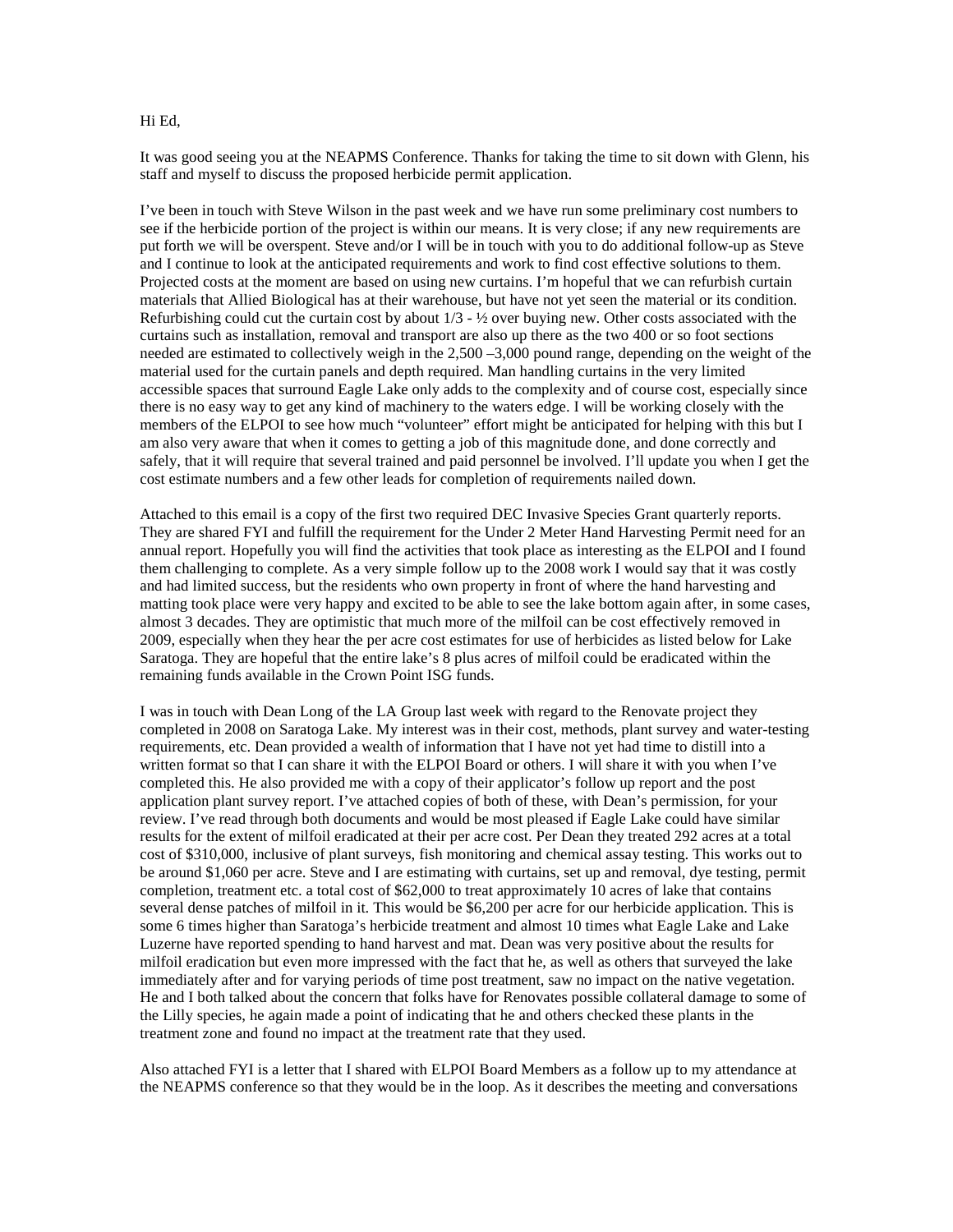Hi Ed,

It was good seeing you at the NEAPMS Conference. Thanks for taking the time to sit down with Glenn, his staff and myself to discuss the proposed herbicide permit application.

I've been in touch with Steve Wilson in the past week and we have run some preliminary cost numbers to see if the herbicide portion of the project is within our means. It is very close; if any new requirements are put forth we will be overspent. Steve and/or I will be in touch with you to do additional follow-up as Steve and I continue to look at the anticipated requirements and work to find cost effective solutions to them. Projected costs at the moment are based on using new curtains. I'm hopeful that we can refurbish curtain materials that Allied Biological has at their warehouse, but have not yet seen the material or its condition. Refurbishing could cut the curtain cost by about 1/3 - ½ over buying new. Other costs associated with the curtains such as installation, removal and transport are also up there as the two 400 or so foot sections needed are estimated to collectively weigh in the 2,500 –3,000 pound range, depending on the weight of the material used for the curtain panels and depth required. Man handling curtains in the very limited accessible spaces that surround Eagle Lake only adds to the complexity and of course cost, especially since there is no easy way to get any kind of machinery to the waters edge. I will be working closely with the members of the ELPOI to see how much "volunteer" effort might be anticipated for helping with this but I am also very aware that when it comes to getting a job of this magnitude done, and done correctly and safely, that it will require that several trained and paid personnel be involved. I'll update you when I get the cost estimate numbers and a few other leads for completion of requirements nailed down.

Attached to this email is a copy of the first two required DEC Invasive Species Grant quarterly reports. They are shared FYI and fulfill the requirement for the Under 2 Meter Hand Harvesting Permit need for an annual report. Hopefully you will find the activities that took place as interesting as the ELPOI and I found them challenging to complete. As a very simple follow up to the 2008 work I would say that it was costly and had limited success, but the residents who own property in front of where the hand harvesting and matting took place were very happy and excited to be able to see the lake bottom again after, in some cases, almost 3 decades. They are optimistic that much more of the milfoil can be cost effectively removed in 2009, especially when they hear the per acre cost estimates for use of herbicides as listed below for Lake Saratoga. They are hopeful that the entire lake's 8 plus acres of milfoil could be eradicated within the remaining funds available in the Crown Point ISG funds.

I was in touch with Dean Long of the LA Group last week with regard to the Renovate project they completed in 2008 on Saratoga Lake. My interest was in their cost, methods, plant survey and water-testing requirements, etc. Dean provided a wealth of information that I have not yet had time to distill into a written format so that I can share it with the ELPOI Board or others. I will share it with you when I've completed this. He also provided me with a copy of their applicator's follow up report and the post application plant survey report. I've attached copies of both of these, with Dean's permission, for your review. I've read through both documents and would be most pleased if Eagle Lake could have similar results for the extent of milfoil eradicated at their per acre cost. Per Dean they treated 292 acres at a total cost of $310,000, inclusive of plant surveys, fish monitoring and chemical assay testing. This works out to be around $1,060 per acre. Steve and I are estimating with curtains, set up and removal, dye testing, permit completion, treatment etc. a total cost of $62,000 to treat approximately 10 acres of lake that contains several dense patches of milfoil in it. This would be $6,200 per acre for our herbicide application. This is some 6 times higher than Saratoga's herbicide treatment and almost 10 times what Eagle Lake and Lake Luzerne have reported spending to hand harvest and mat. Dean was very positive about the results for milfoil eradication but even more impressed with the fact that he, as well as others that surveyed the lake immediately after and for varying periods of time post treatment, saw no impact on the native vegetation. He and I both talked about the concern that folks have for Renovates possible collateral damage to some of the Lilly species, he again made a point of indicating that he and others checked these plants in the treatment zone and found no impact at the treatment rate that they used.

Also attached FYI is a letter that I shared with ELPOI Board Members as a follow up to my attendance at the NEAPMS conference so that they would be in the loop. As it describes the meeting and conversations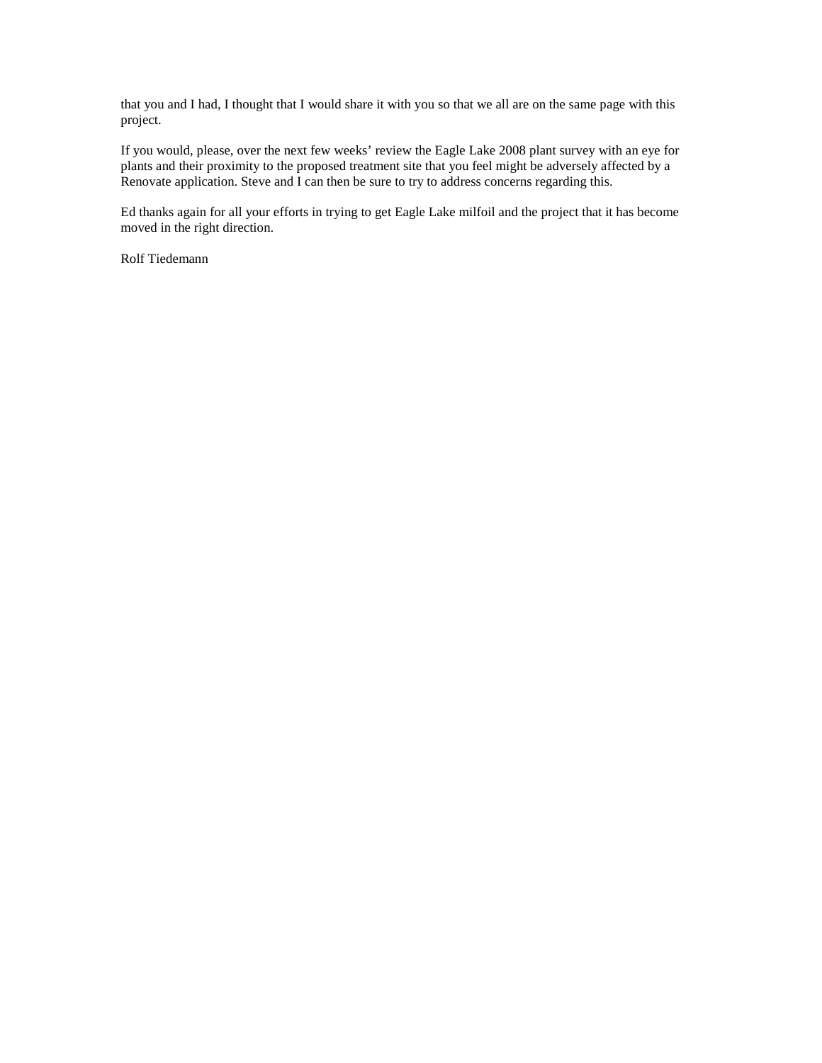that you and I had, I thought that I would share it with you so that we all are on the same page with this project.

If you would, please, over the next few weeks' review the Eagle Lake 2008 plant survey with an eye for plants and their proximity to the proposed treatment site that you feel might be adversely affected by a Renovate application. Steve and I can then be sure to try to address concerns regarding this.

Ed thanks again for all your efforts in trying to get Eagle Lake milfoil and the project that it has become moved in the right direction.

Rolf Tiedemann